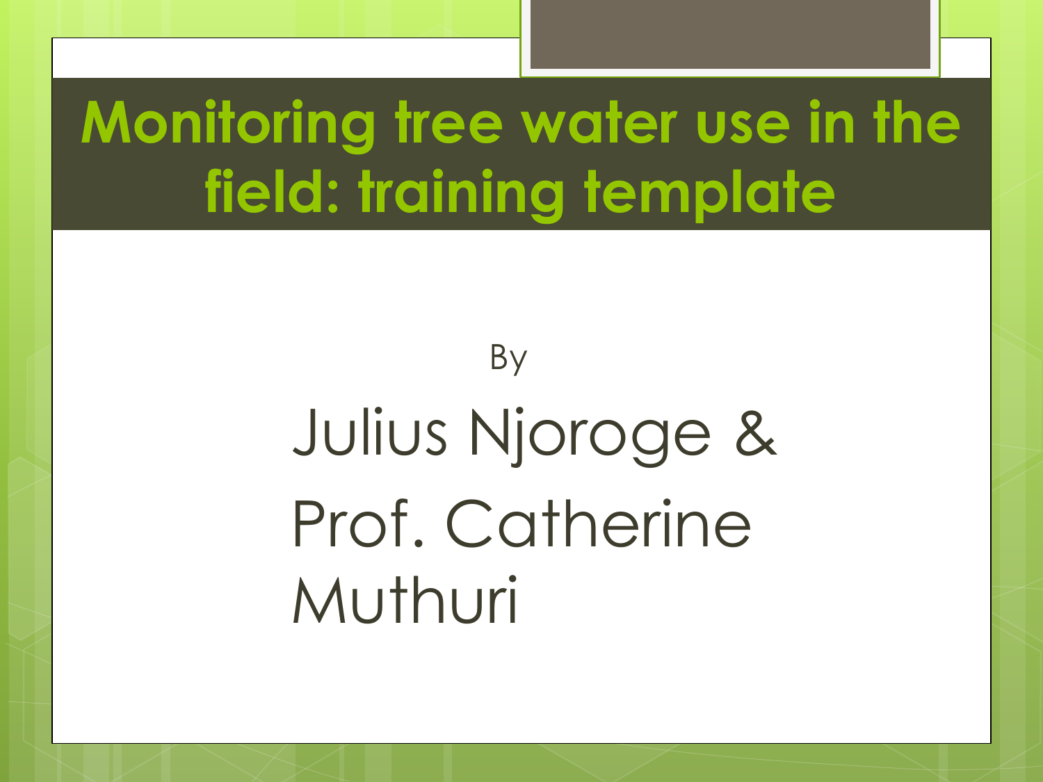# Monitoring tree water use in the field: training template

By

Julius Njoroge &
Prof. Catherine Muthuri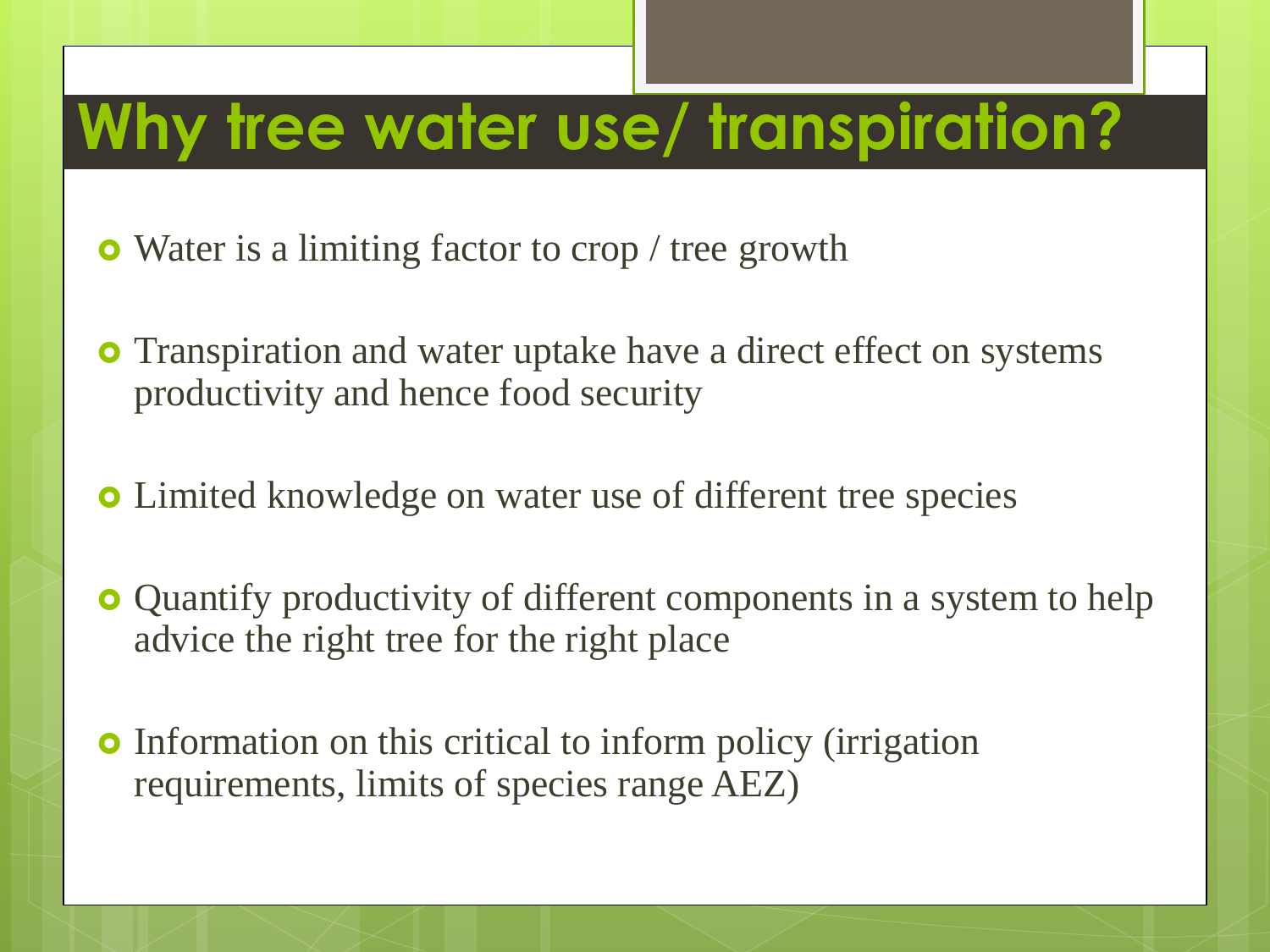# Why tree water use/ transpiration?

- Water is a limiting factor to crop / tree growth
- Transpiration and water uptake have a direct effect on systems productivity and hence food security
- Limited knowledge on water use of different tree species
- Quantify productivity of different components in a system to help advice the right tree for the right place
- Information on this critical to inform policy (irrigation requirements, limits of species range AEZ)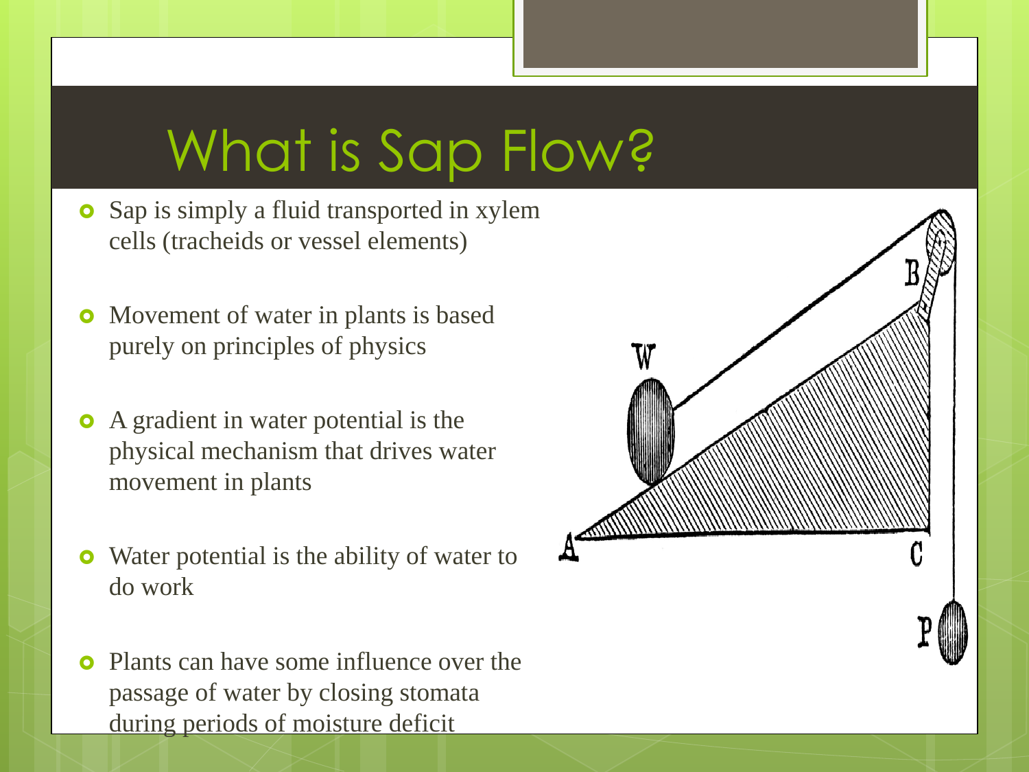# What is Sap Flow?

- Sap is simply a fluid transported in xylem cells (tracheids or vessel elements)
- Movement of water in plants is based purely on principles of physics
- A gradient in water potential is the physical mechanism that drives water movement in plants
- Water potential is the ability of water to do work
- Plants can have some influence over the passage of water by closing stomata during periods of moisture deficit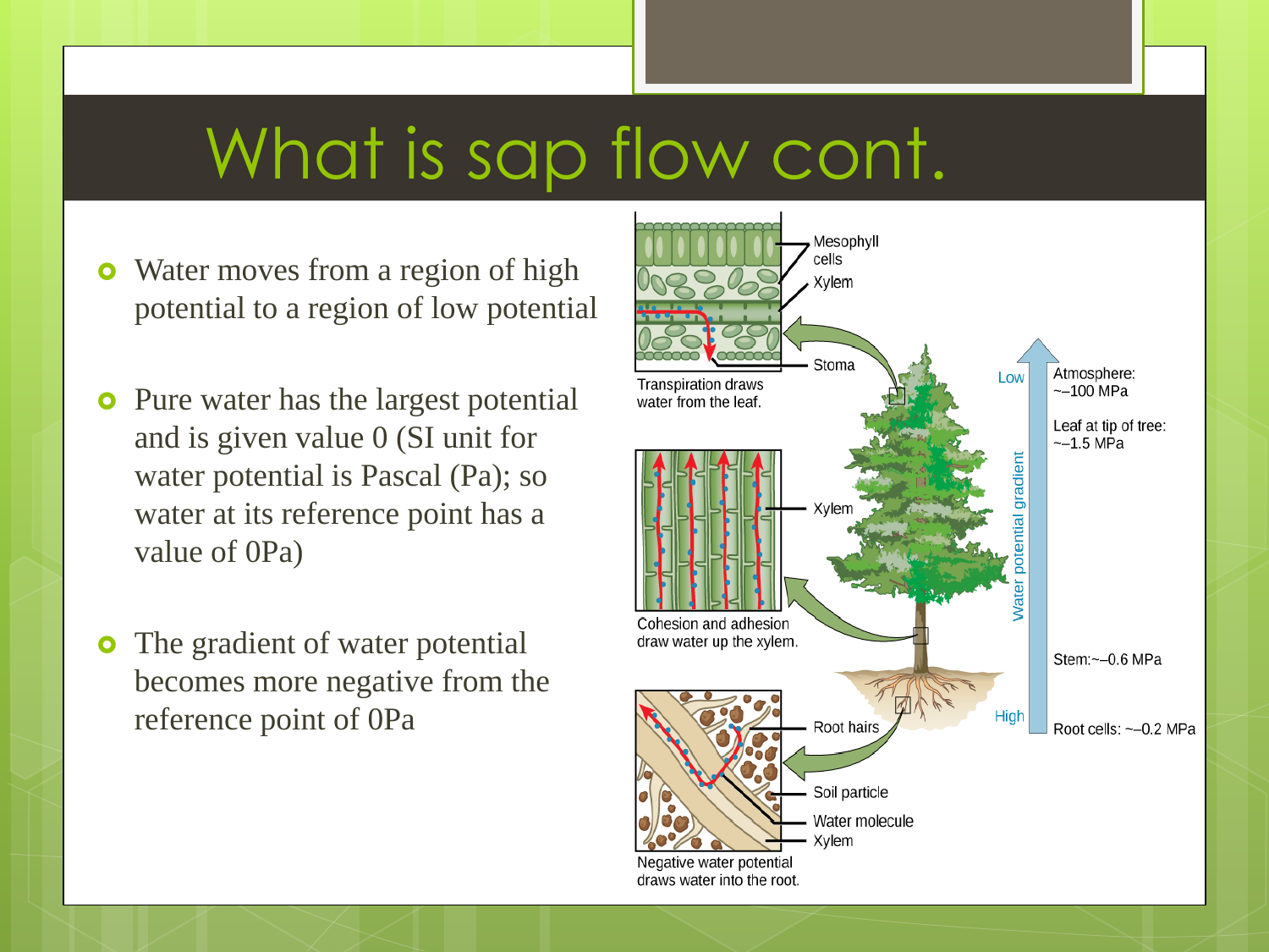# What is sap flow cont.

- Water moves from a region of high potential to a region of low potential
- Pure water has the largest potential and is given value 0 (SI unit for water potential is Pascal (Pa); so water at its reference point has a value of 0Pa)
- The gradient of water potential becomes more negative from the reference point of 0Pa

Mesophyll cells

Xylem

Stoma

Transpiration draws water from the leaf.

Xylem

Cohesion and adhesion draw water up the xylem.

Root hairs

Soil particle

Water molecule

Xylem

Negative water potential draws water into the root.

Water potential gradient: Low (top) to High (bottom)

Atmosphere: ~−100 MPa

Leaf at tip of tree: ~−1.5 MPa

Stem: ~−0.6 MPa

Root cells: ~−0.2 MPa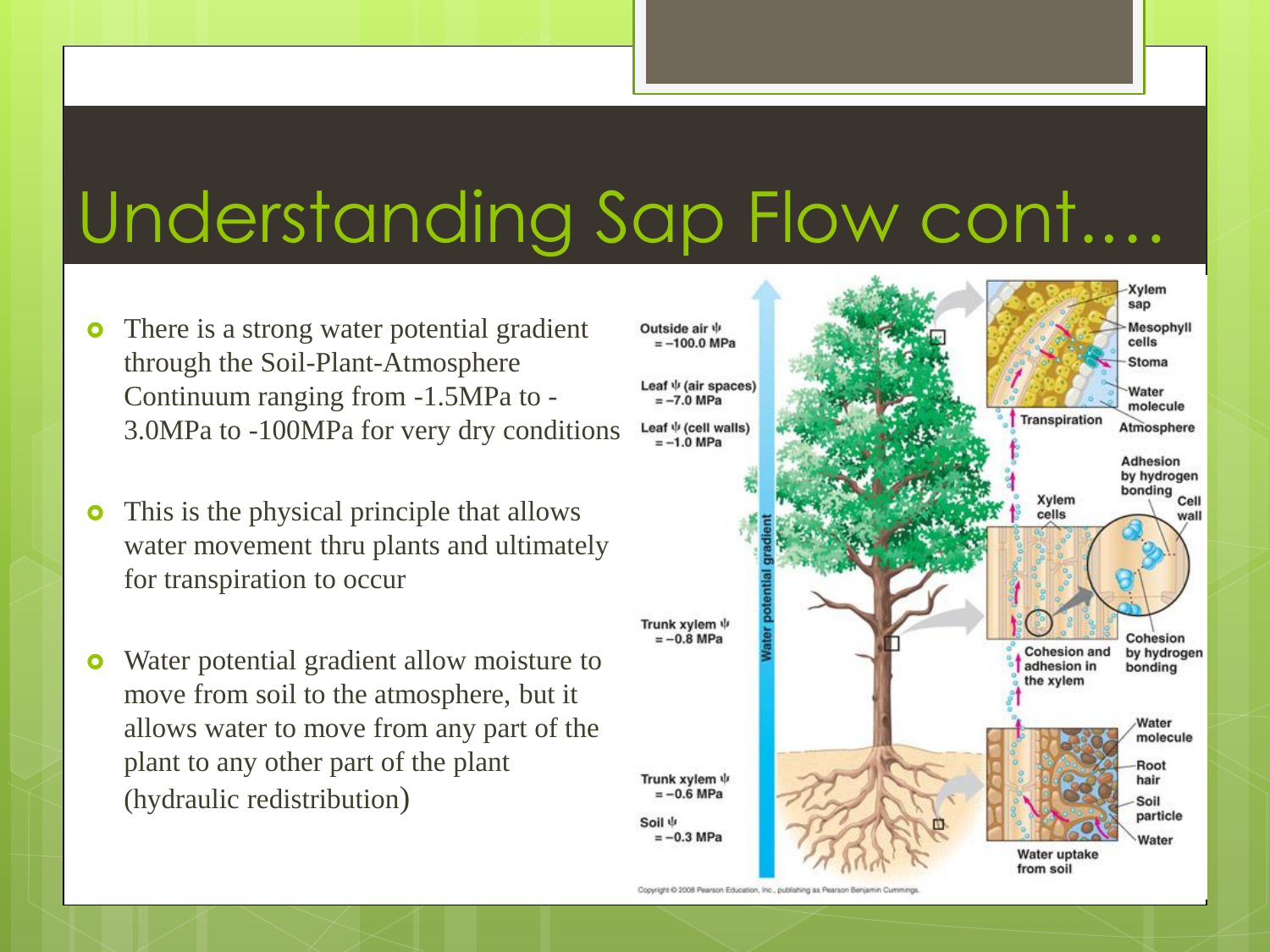# Understanding Sap Flow cont….

- There is a strong water potential gradient through the Soil-Plant-Atmosphere Continuum ranging from -1.5MPa to -3.0MPa to -100MPa for very dry conditions
- This is the physical principle that allows water movement thru plants and ultimately for transpiration to occur
- Water potential gradient allow moisture to move from soil to the atmosphere, but it allows water to move from any part of the plant to any other part of the plant (hydraulic redistribution)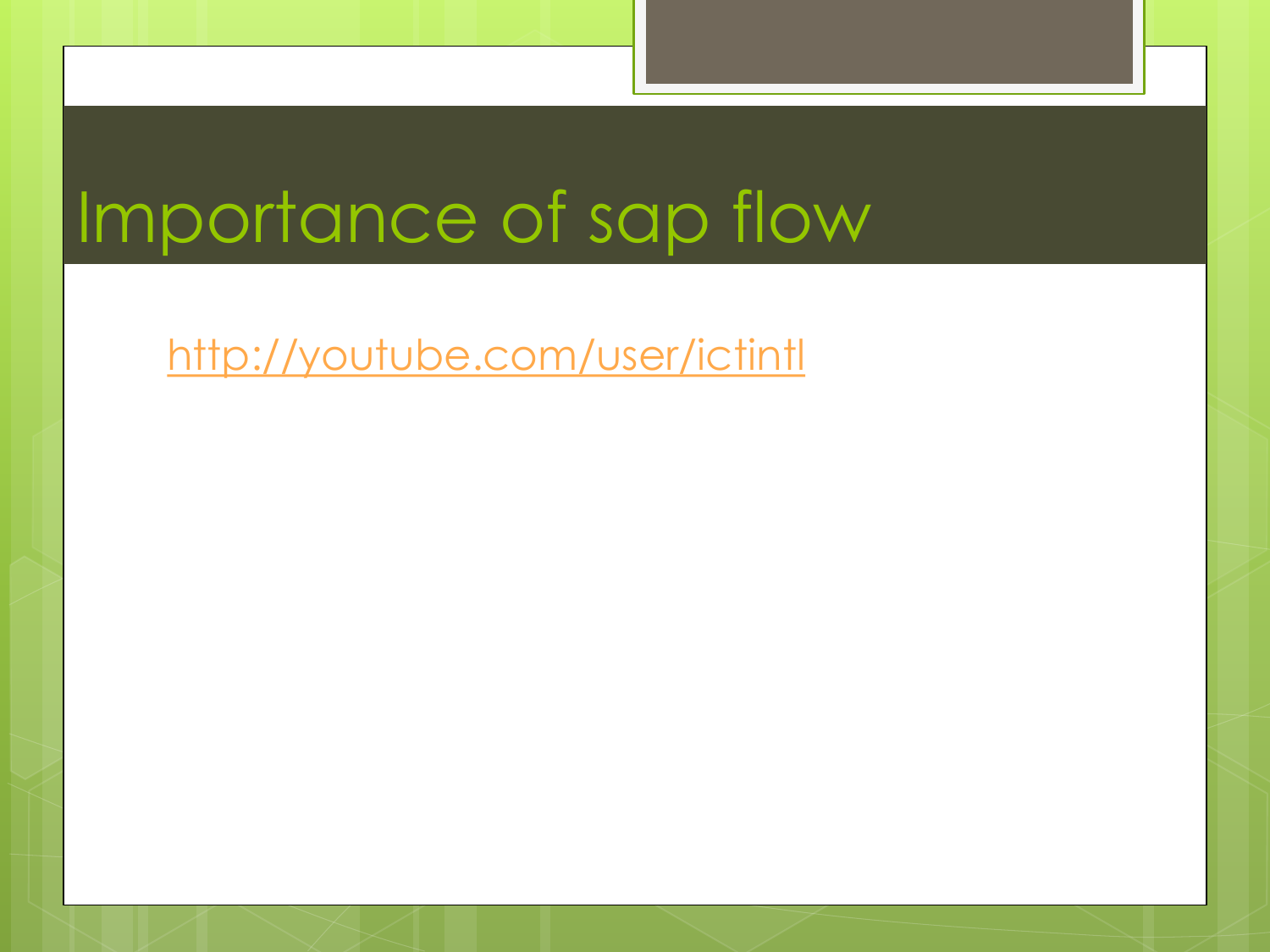# Importance of sap flow

http://youtube.com/user/ictintl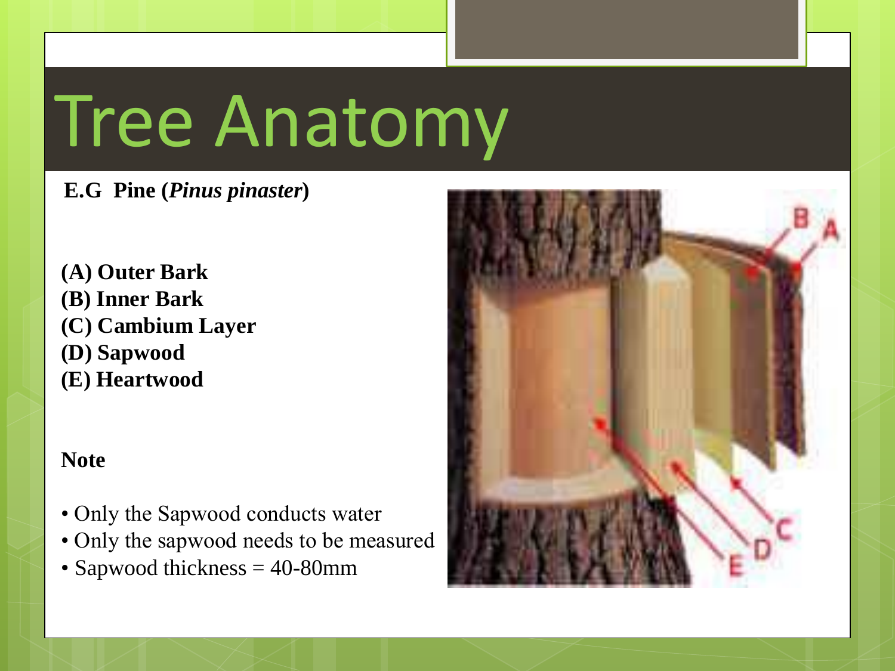# Tree Anatomy

**E.G Pine (*Pinus pinaster*)**

**(A) Outer Bark**
**(B) Inner Bark**
**(C) Cambium Layer**
**(D) Sapwood**
**(E) Heartwood**

**Note**

- Only the Sapwood conducts water
- Only the sapwood needs to be measured
- Sapwood thickness = 40-80mm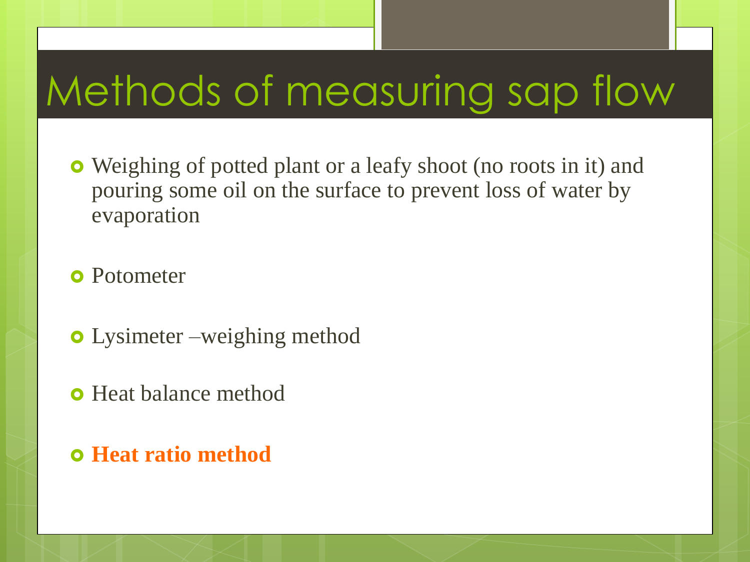# Methods of measuring sap flow

- Weighing of potted plant or a leafy shoot (no roots in it) and pouring some oil on the surface to prevent loss of water by evaporation
- Potometer
- Lysimeter –weighing method
- Heat balance method
- **Heat ratio method**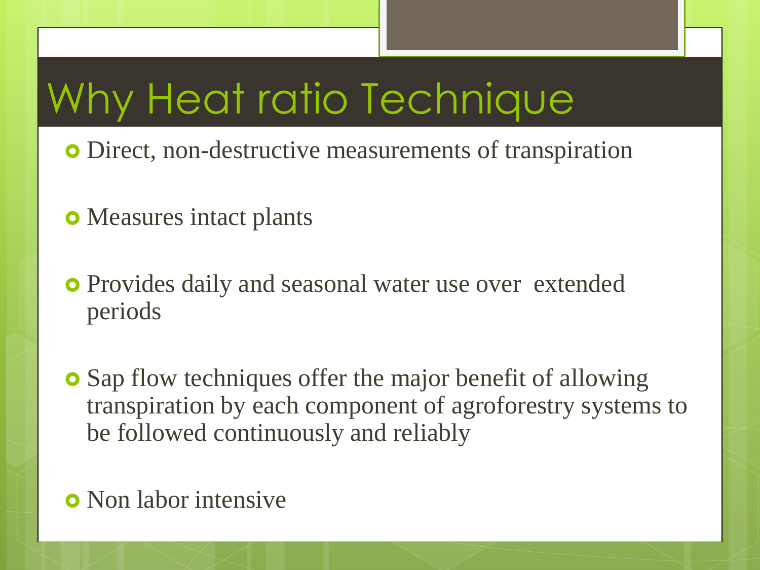# Why Heat ratio Technique

- Direct, non-destructive measurements of transpiration
- Measures intact plants
- Provides daily and seasonal water use over extended periods
- Sap flow techniques offer the major benefit of allowing transpiration by each component of agroforestry systems to be followed continuously and reliably
- Non labor intensive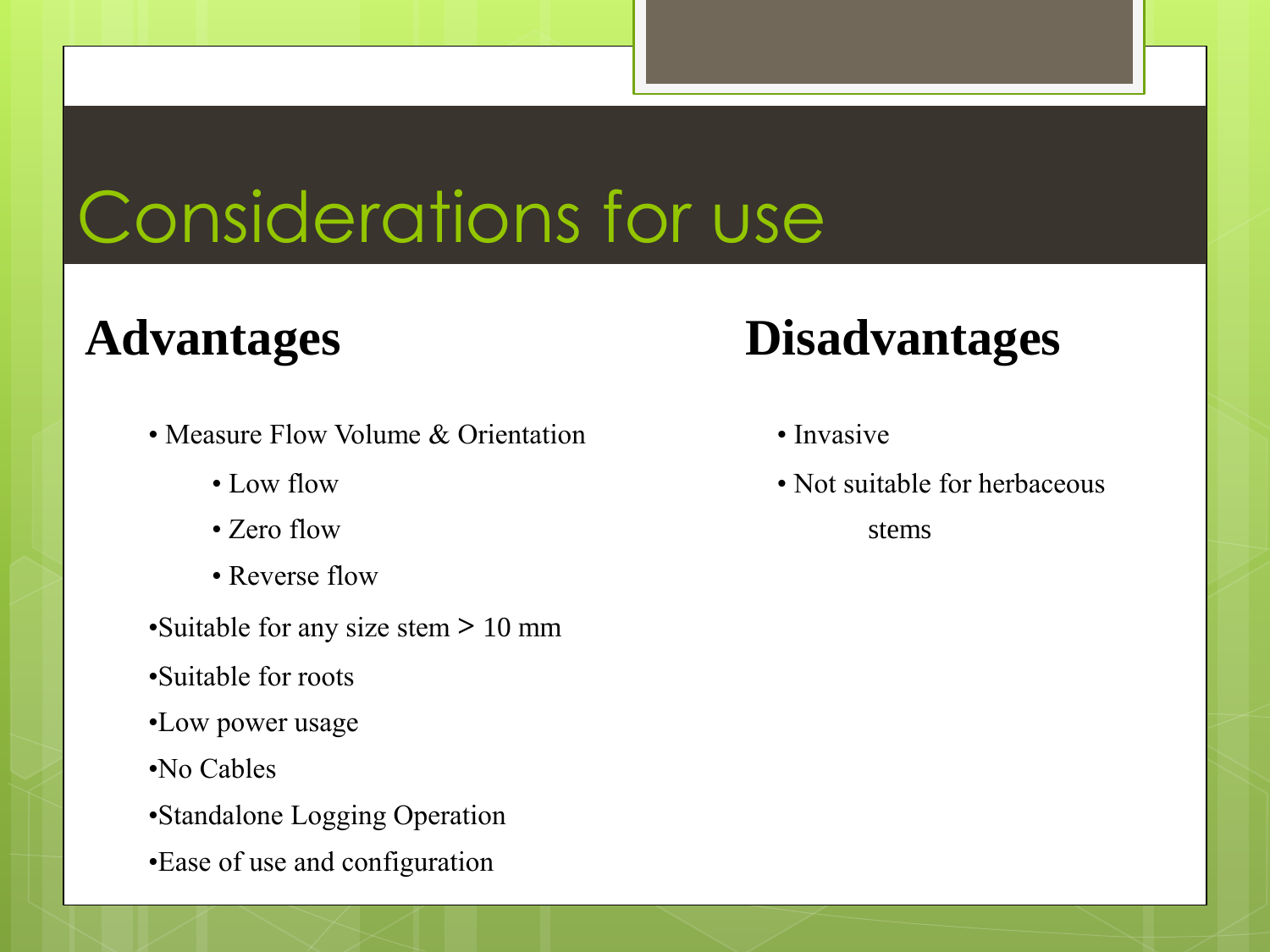# Considerations for use

## Advantages

- Measure Flow Volume & Orientation
  - Low flow
  - Zero flow
  - Reverse flow
- Suitable for any size stem > 10 mm
- Suitable for roots
- Low power usage
- No Cables
- Standalone Logging Operation
- Ease of use and configuration

## Disadvantages

- Invasive
- Not suitable for herbaceous stems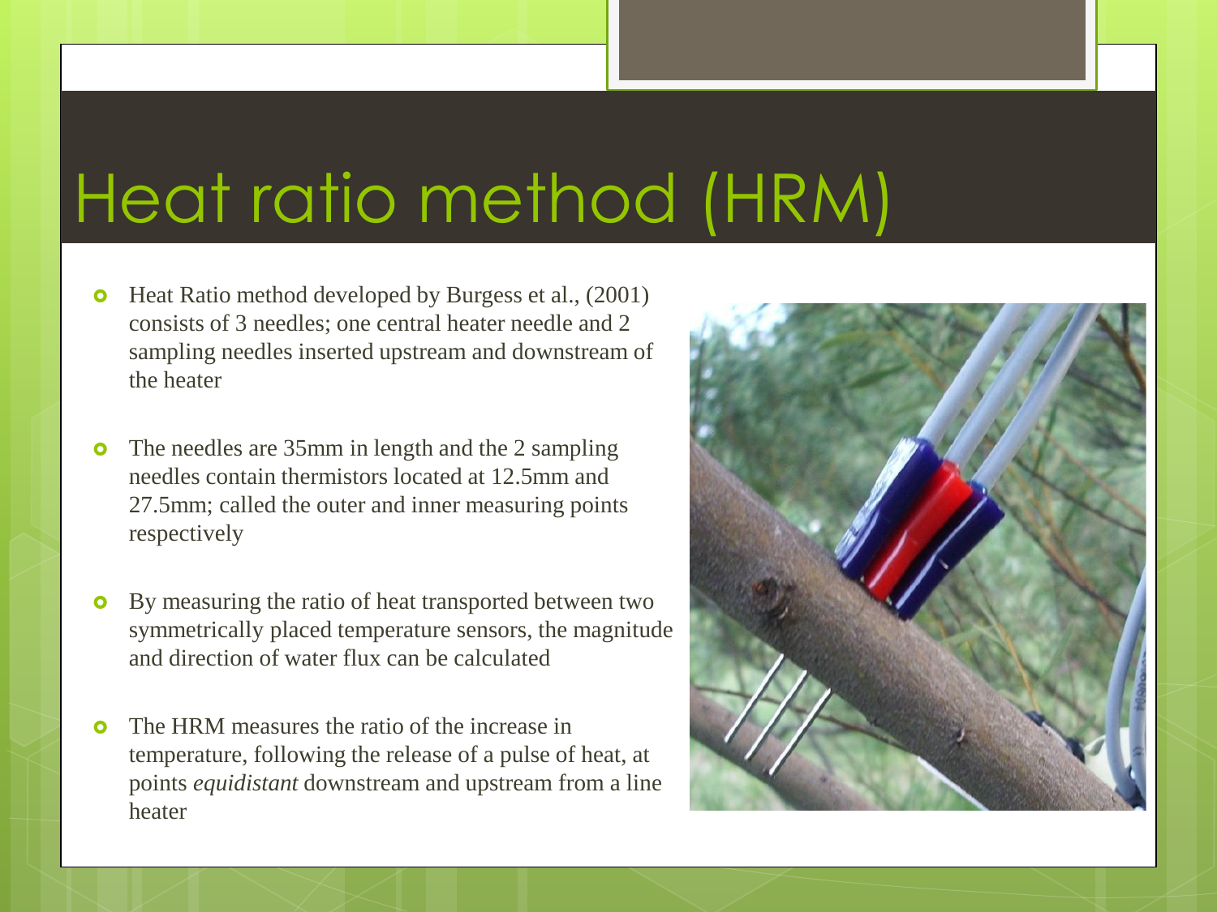# Heat ratio method (HRM)

- Heat Ratio method developed by Burgess et al., (2001) consists of 3 needles; one central heater needle and 2 sampling needles inserted upstream and downstream of the heater
- The needles are 35mm in length and the 2 sampling needles contain thermistors located at 12.5mm and 27.5mm; called the outer and inner measuring points respectively
- By measuring the ratio of heat transported between two symmetrically placed temperature sensors, the magnitude and direction of water flux can be calculated
- The HRM measures the ratio of the increase in temperature, following the release of a pulse of heat, at points *equidistant* downstream and upstream from a line heater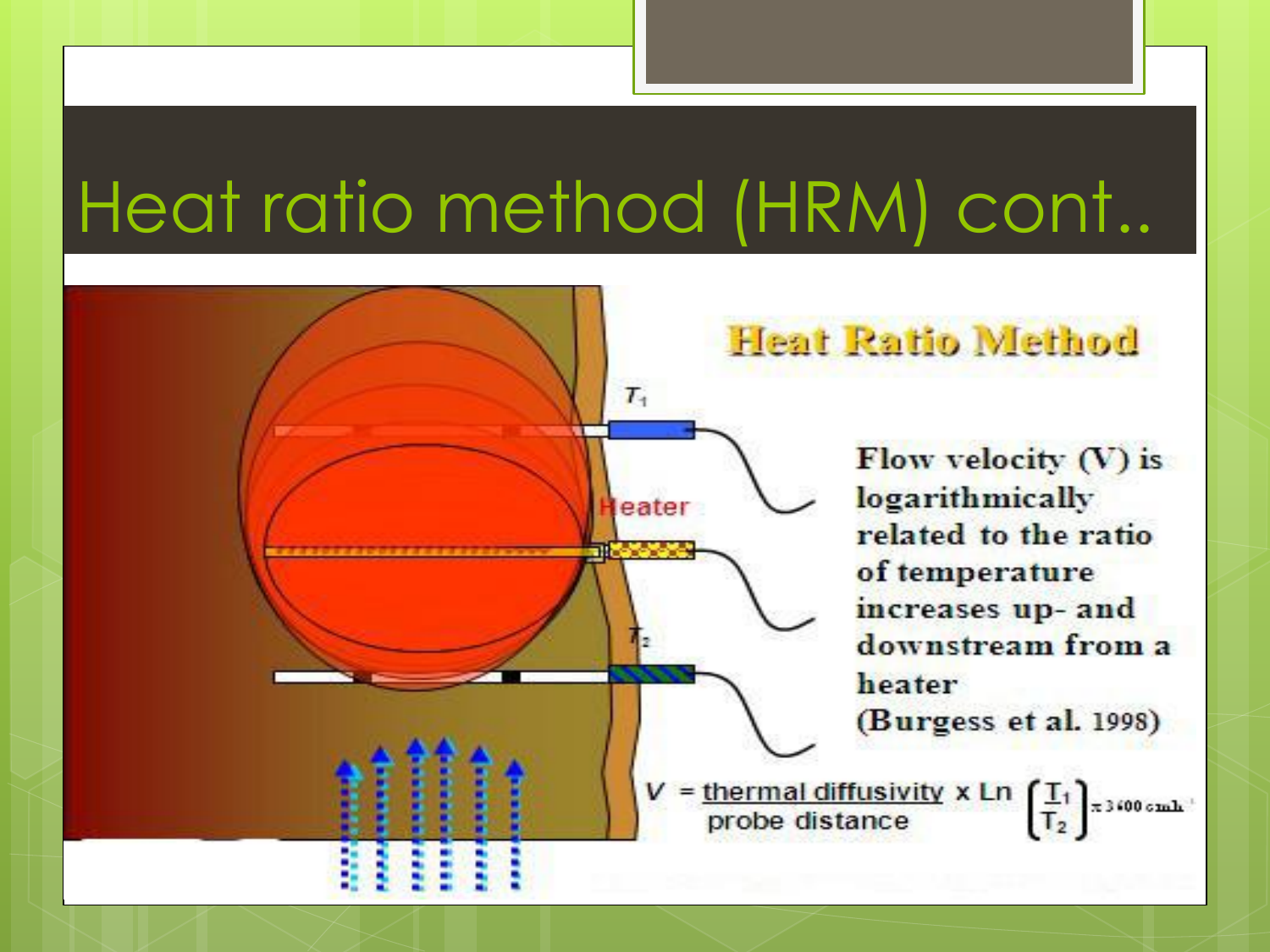# Heat ratio method (HRM) cont..

## Heat Ratio Method

$T_1$

Heater

$T_2$

Flow velocity (V) is logarithmically related to the ratio of temperature increases up- and downstream from a heater (Burgess et al. 1998)

$$V = \frac{\text{thermal diffusivity}}{\text{probe distance}} \times \text{Ln} \left( \frac{T_1}{T_2} \right) \times 3600 \text{ cmh}^{-1}$$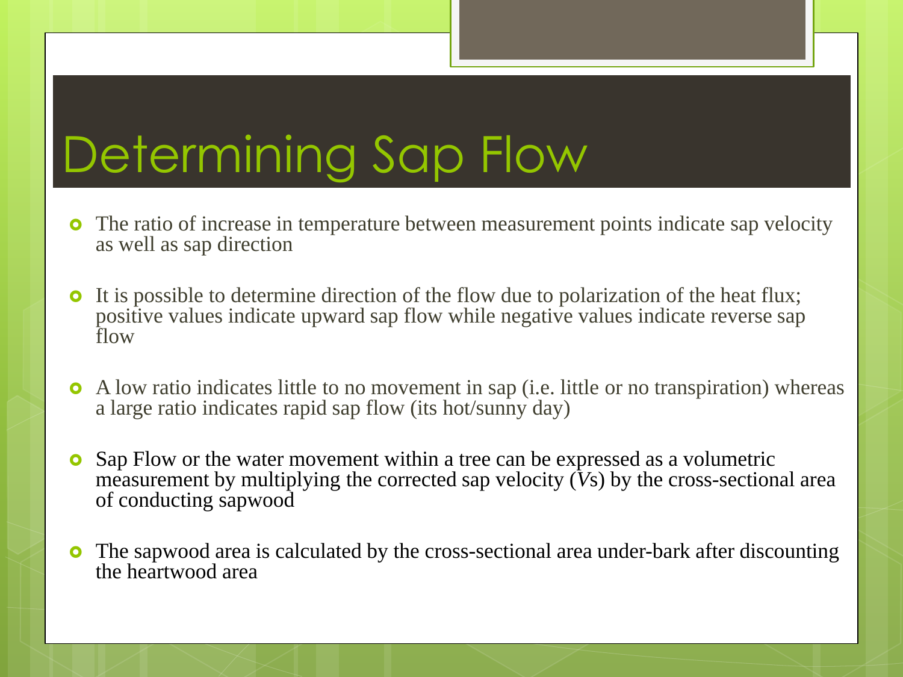# Determining Sap Flow

- The ratio of increase in temperature between measurement points indicate sap velocity as well as sap direction
- It is possible to determine direction of the flow due to polarization of the heat flux; positive values indicate upward sap flow while negative values indicate reverse sap flow
- A low ratio indicates little to no movement in sap (i.e. little or no transpiration) whereas a large ratio indicates rapid sap flow (its hot/sunny day)
- Sap Flow or the water movement within a tree can be expressed as a volumetric measurement by multiplying the corrected sap velocity ($V_s$) by the cross-sectional area of conducting sapwood
- The sapwood area is calculated by the cross-sectional area under-bark after discounting the heartwood area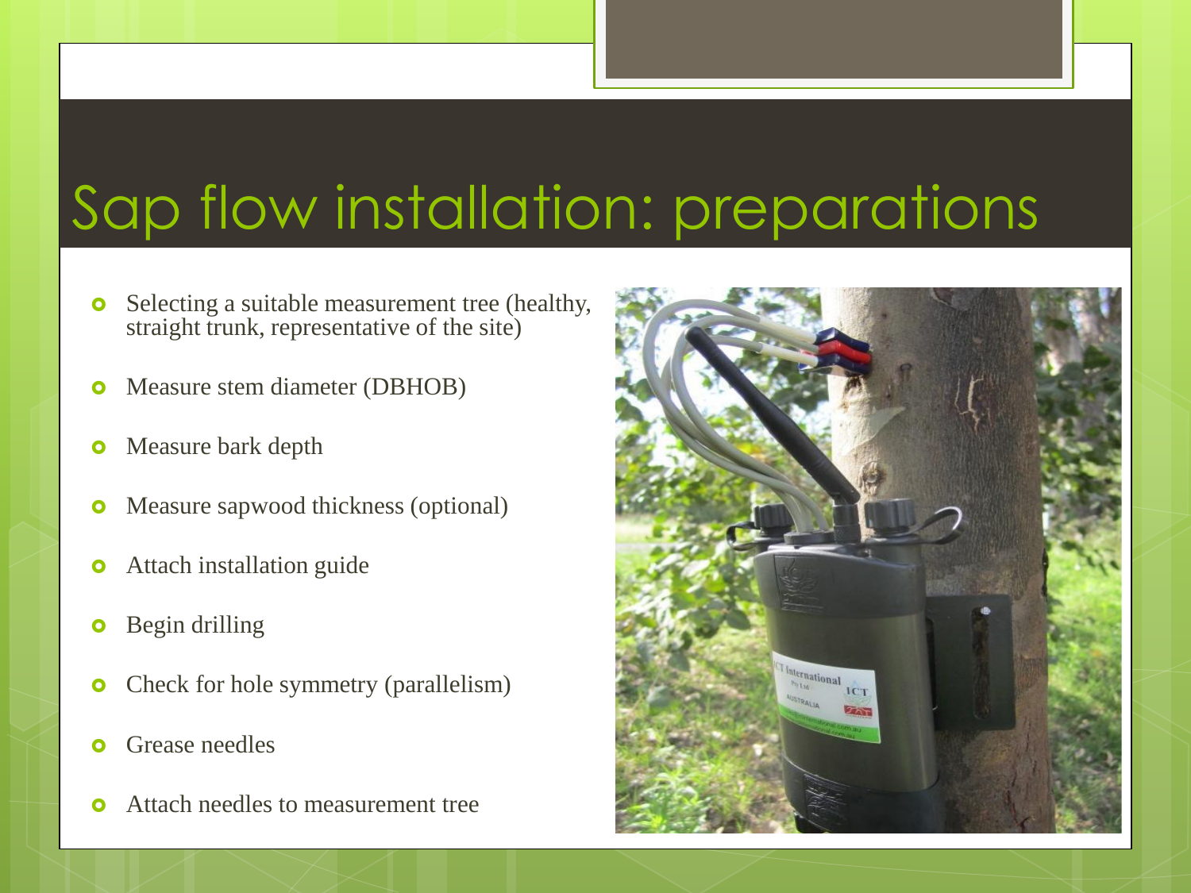# Sap flow installation: preparations

- Selecting a suitable measurement tree (healthy, straight trunk, representative of the site)
- Measure stem diameter (DBHOB)
- Measure bark depth
- Measure sapwood thickness (optional)
- Attach installation guide
- Begin drilling
- Check for hole symmetry (parallelism)
- Grease needles
- Attach needles to measurement tree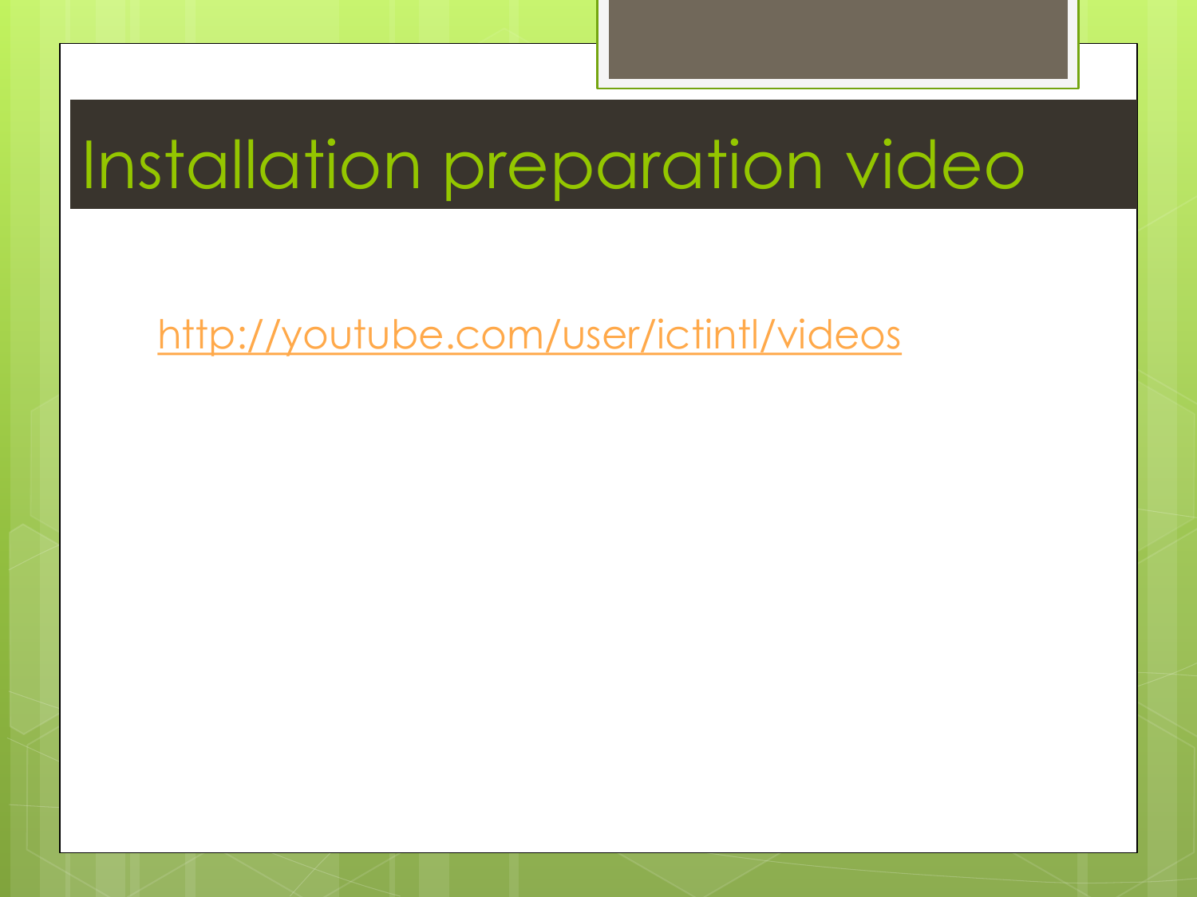# Installation preparation video

http://youtube.com/user/ictintl/videos